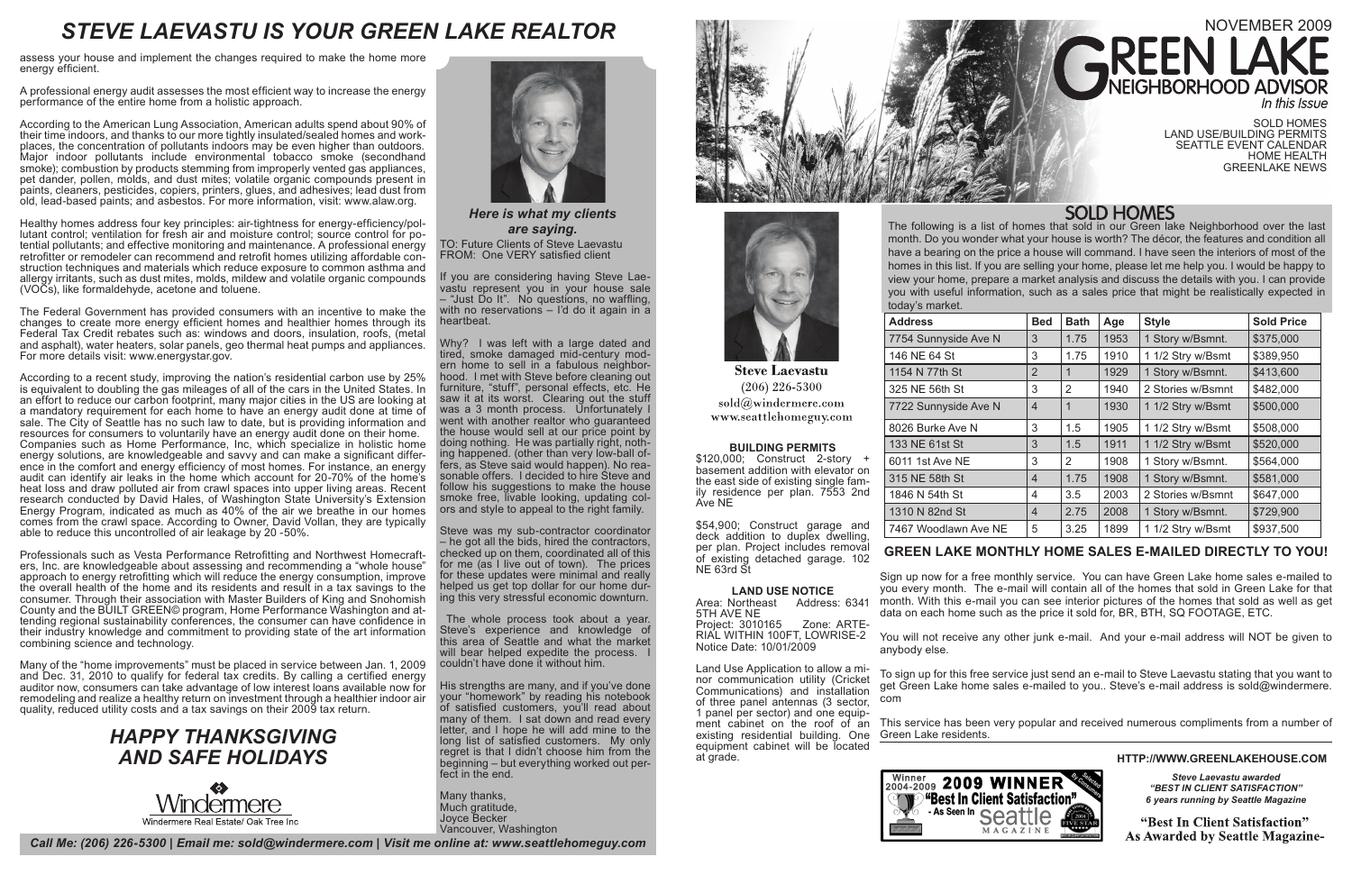# STEVE LAEVASTU IS YOUR GREEN LAKE REALTOR

assess your house and implement the changes required to make the home more energy efficient.

A professional energy audit assesses the most efficient way to increase the energy performance of the entire home from a holistic approach.

According to the American Lung Association, American adults spend about 90% of their time indoors, and thanks to our more tightly insulated/sealed homes and workplaces, the concentration of pollutants indoors may be even higher than outdoors. Major indoor pollutants include environmental tobacco smoke (secondhand smoke); combustion by products stemming from improperly vented gas appliances, pet dander, pollen, molds, and dust mites; volatile organic compounds present in paints, cleaners, pesticides, copiers, printers, glues, and adhesives; lead dust from old, lead-based paints; and asbestos. For more information, visit: www.alaw.org.

Healthy homes address four key principles: air-tightness for energy-efficiency/pollutant control; ventilation for fresh air and moisture control; source control for potential pollutants; and effective monitoring and maintenance. A professional energy retrofitter or remodeler can recommend and retrofit homes utilizing affordable construction techniques and materials which reduce exposure to common asthma and allergy irritants, such as dust mites, molds, mildew and volatile organic compounds (VOCs), like formaldehyde, acetone and toluene.

The Federal Government has provided consumers with an incentive to make the changes to create more energy efficient homes and healthier homes through its Federal Tax Credit rebates such as: windows and doors, insulation, roofs, (metal and asphalt), water heaters, solar panels, geo thermal heat pumps and appliances. For more details visit: www.energystar.gov.

According to a recent study, improving the nation's residential carbon use by 25% is equivalent to doubling the gas mileages of all of the cars in the United States. In an effort to reduce our carbon footprint, many major cities in the US are looking at a mandatory requirement for each home to have an energy audit done at time of sale. The City of Seattle has no such law to date, but is providing information and resources for consumers to voluntarily have an energy audit done on their home. Companies such as Home Performance, Inc, which specialize in holistic home energy solutions, are knowledgeable and savvy and can make a significant difference in the comfort and energy efficiency of most homes. For instance, an energy audit can identify air leaks in the home which account for 20-70% of the home's heat loss and draw polluted air from crawl spaces into upper living areas. Recent research conducted by David Hales, of Washington State University's Extension Energy Program, indicated as much as 40% of the air we breathe in our homes comes from the crawl space. According to Owner, David Vollan, they are typically able to reduce this uncontrolled of air leakage by 20 -50%.

Professionals such as Vesta Performance Retrofitting and Northwest Homecrafters, Inc. are knowledgeable about assessing and recommending a "whole house" approach to energy retrofitting which will reduce the energy consumption, improve the overall health of the home and its residents and result in a tax savings to the consumer. Through their association with Master Builders of King and Snohomish County and the BUILT GREEN© program, Home Performance Washington and attending regional sustainability conferences, the consumer can have confidence in their industry knowledge and commitment to providing state of the art information combining science and technology.

Many of the "home improvements" must be placed in service between Jan. 1, 2009 and Dec. 31, 2010 to qualify for federal tax credits. By calling a certified energy auditor now, consumers can take advantage of low interest loans available now for remodeling and realize a healthy return on investment through a healthier indoor air quality, reduced utility costs and a tax savings on their 2009 tax return.

## HAPPY THANKSGIVING AND SAFE HOLIDAYS

Windermere

Windermere Real Estate/ Oak Tree Inc

### *Here is what my clients are saying.*

TO: Future Clients of Steve Laevastu
FROM: One VERY satisfied client

If you are considering having Steve Laevastu represent you in your house sale – "Just Do It". No questions, no waffling, with no reservations – I'd do it again in a heartbeat.

Why? I was left with a large dated and tired, smoke damaged mid-century modern home to sell in a fabulous neighborhood. I met with Steve before cleaning out furniture, "stuff", personal effects, etc. He saw it at its worst. Clearing out the stuff was a 3 month process. Unfortunately I went with another realtor who guaranteed the house would sell at our price point by doing nothing. He was partially right, nothing happened. (other than very low-ball offers, as Steve said would happen). No reasonable offers. I decided to hire Steve and follow his suggestions to make the house smoke free, livable looking, updating colors and style to appeal to the right family.

Steve was my sub-contractor coordinator – he got all the bids, hired the contractors, checked up on them, coordinated all of this for me (as I live out of town). The prices for these updates were minimal and really helped us get top dollar for our home during this very stressful economic downturn.

The whole process took about a year. Steve's experience and knowledge of this area of Seattle and what the market will bear helped expedite the process. I couldn't have done it without him.

His strengths are many, and if you've done your "homework" by reading his notebook of satisfied customers, you'll read about many of them. I sat down and read every letter, and I hope he will add mine to the long list of satisfied customers. My only regret is that I didn't choose him from the beginning – but everything worked out perfect in the end.

Many thanks,
Much gratitude,
Joyce Becker
Vancouver, Washington

*Call Me: (206) 226-5300 | Email me: sold@windermere.com | Visit me online at: www.seattlehomeguy.com*

# GREEN LAKE NEIGHBORHOOD ADVISOR

NOVEMBER 2009

*In this Issue*

SOLD HOMES
LAND USE/BUILDING PERMITS
SEATTLE EVENT CALENDAR
HOME HEALTH
GREENLAKE NEWS

**Steve Laevastu**
(206) 226-5300
sold@windermere.com
www.seattlehomeguy.com

#### BUILDING PERMITS

$120,000; Construct 2-story + basement addition with elevator on the east side of existing single family residence per plan. 7553 2nd Ave NE

$54,900; Construct garage and deck addition to duplex dwelling, per plan. Project includes removal of existing detached garage. 102 NE 63rd St

#### LAND USE NOTICE

Area: Northeast Address: 6341 5TH AVE NE
Project: 3010165 Zone: ARTERIAL WITHIN 100FT, LOWRISE-2
Notice Date: 10/01/2009

Land Use Application to allow a minor communication utility (Cricket Communications) and installation of three panel antennas (3 sector, 1 panel per sector) and one equipment cabinet on the roof of an existing residential building. One equipment cabinet will be located at grade.

## SOLD HOMES

The following is a list of homes that sold in our Green lake Neighborhood over the last month. Do you wonder what your house is worth? The décor, the features and condition all have a bearing on the price a house will command. I have seen the interiors of most of the homes in this list. If you are selling your home, please let me help you. I would be happy to view your home, prepare a market analysis and discuss the details with you. I can provide you with useful information, such as a sales price that might be realistically expected in today's market.

| Address | Bed | Bath | Age | Style | Sold Price |
|---|---|---|---|---|---|
| 7754 Sunnyside Ave N | 3 | 1.75 | 1953 | 1 Story w/Bsmnt. | $375,000 |
| 146 NE 64 St | 3 | 1.75 | 1910 | 1 1/2 Stry w/Bsmt | $389,950 |
| 1154 N 77th St | 2 | 1 | 1929 | 1 Story w/Bsmnt. | $413,600 |
| 325 NE 56th St | 3 | 2 | 1940 | 2 Stories w/Bsmnt | $482,000 |
| 7722 Sunnyside Ave N | 4 | 1 | 1930 | 1 1/2 Stry w/Bsmt | $500,000 |
| 8026 Burke Ave N | 3 | 1.5 | 1905 | 1 1/2 Stry w/Bsmt | $508,000 |
| 133 NE 61st St | 3 | 1.5 | 1911 | 1 1/2 Stry w/Bsmt | $520,000 |
| 6011 1st Ave NE | 3 | 2 | 1908 | 1 Story w/Bsmnt. | $564,000 |
| 315 NE 58th St | 4 | 1.75 | 1908 | 1 Story w/Bsmnt. | $581,000 |
| 1846 N 54th St | 4 | 3.5 | 2003 | 2 Stories w/Bsmnt | $647,000 |
| 1310 N 82nd St | 4 | 2.75 | 2008 | 1 Story w/Bsmnt. | $729,900 |
| 7467 Woodlawn Ave NE | 5 | 3.25 | 1899 | 1 1/2 Stry w/Bsmt | $937,500 |

### GREEN LAKE MONTHLY HOME SALES E-MAILED DIRECTLY TO YOU!

Sign up now for a free monthly service. You can have Green Lake home sales e-mailed to you every month. The e-mail will contain all of the homes that sold in Green Lake for that month. With this e-mail you can see interior pictures of the homes that sold as well as get data on each home such as the price it sold for, BR, BTH, SQ FOOTAGE, ETC.

You will not receive any other junk e-mail. And your e-mail address will NOT be given to anybody else.

To sign up for this free service just send an e-mail to Steve Laevastu stating that you want to get Green Lake home sales e-mailed to you.. Steve's e-mail address is sold@windermere.com

This service has been very popular and received numerous compliments from a number of Green Lake residents.

**HTTP://WWW.GREENLAKEHOUSE.COM**

Winner 2004-2009 **2009 WINNER** "Best In Client Satisfaction" - As Seen In Seattle Magazine

*Steve Laevastu awarded "BEST IN CLIENT SATISFACTION" 6 years running by Seattle Magazine*

**"Best In Client Satisfaction" As Awarded by Seattle Magazine-**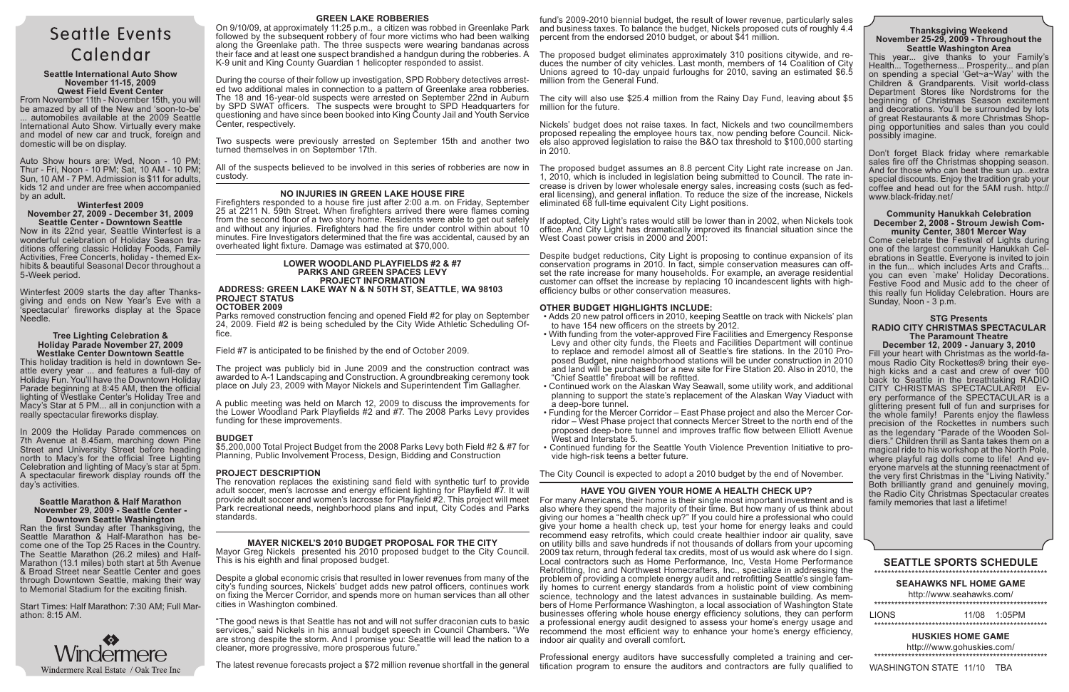# Seattle Events Calendar

**Seattle International Auto Show**
**November 11-15, 2009**
**Qwest Field Event Center**

From November 11th - November 15th, you will be amazed by all of the New and 'soon-to-be' ... automobiles available at the 2009 Seattle International Auto Show. Virtually every make and model of new car and truck, foreign and domestic will be on display.

Auto Show hours are: Wed, Noon - 10 PM; Thur - Fri, Noon - 10 PM; Sat, 10 AM - 10 PM; Sun, 10 AM - 7 PM. Admission is $11 for adults, kids 12 and under are free when accompanied by an adult.

**Winterfest 2009**
**November 27, 2009 - December 31, 2009**
**Seattle Center - Downtown Seattle**

Now in its 22nd year, Seattle Winterfest is a wonderful celebration of Holiday Season traditions offering classic Holiday Foods, Family Activities, Free Concerts, holiday - themed Exhibits & beautiful Seasonal Decor throughout a 5-Week period.

Winterfest 2009 starts the day after Thanksgiving and ends on New Year's Eve with a 'spectacular' fireworks display at the Space Needle.

**Tree Lighting Celebration &**
**Holiday Parade November 27, 2009**
**Westlake Center Downtown Seattle**

This holiday tradition is held in downtown Seattle every year ... and features a full-day of Holiday Fun. You'll have the Downtown Holiday Parade beginning at 8:45 AM, then the official lighting of Westlake Center's Holiday Tree and Macy's Star at 5 PM... all in conjunction with a really spectacular fireworks display.

In 2009 the Holiday Parade commences on 7th Avenue at 8.45am, marching down Pine Street and University Street before heading north to Macy's for the official Tree Lighting Celebration and lighting of Macy's star at 5pm. A spectacular firework display rounds off the day's activities.

**Seattle Marathon & Half Marathon**
**November 29, 2009 - Seattle Center - Downtown Seattle Washington**

Ran the first Sunday after Thanksgiving, the Seattle Marathon & Half-Marathon has become one of the Top 25 Races in the Country. The Seattle Marathon (26.2 miles) and Half-Marathon (13.1 miles) both start at 5th Avenue & Broad Street near Seattle Center and goes through Downtown Seattle, making their way to Memorial Stadium for the exciting finish.

Start Times: Half Marathon: 7:30 AM; Full Marathon: 8:15 AM.

Windermere
Windermere Real Estate / Oak Tree Inc

## GREEN LAKE ROBBERIES

On 9/10/09, at approximately 11:25 p.m., a citizen was robbed in Greenlake Park followed by the subsequent robbery of four more victims who had been walking along the Greenlake path. The three suspects were wearing bandanas across their face and at least one suspect brandished a handgun during the robberies. A K-9 unit and King County Guardian 1 helicopter responded to assist.

During the course of their follow up investigation, SPD Robbery detectives arrested two additional males in connection to a pattern of Greenlake area robberies. The 18 and 16-year-old suspects were arrested on September 22nd in Auburn by SPD SWAT officers. The suspects were brought to SPD Headquarters for questioning and have since been booked into King County Jail and Youth Service Center, respectively.

Two suspects were previously arrested on September 15th and another two turned themselves in on September 17th.

All of the suspects believed to be involved in this series of robberies are now in custody.

## NO INJURIES IN GREEN LAKE HOUSE FIRE

Firefighters responded to a house fire just after 2:00 a.m. on Friday, September 25 at 2211 N. 59th Street. When firefighters arrived there were flames coming from the second floor of a two story home. Residents were able to get out safely and without any injuries. Firefighters had the fire under control within about 10 minutes. Fire Investigators determined that the fire was accidental, caused by an overheated light fixture. Damage was estimated at $70,000.

## LOWER WOODLAND PLAYFIELDS #2 & #7 PARKS AND GREEN SPACES LEVY PROJECT INFORMATION

**ADDRESS: GREEN LAKE WAY N & N 50TH ST, SEATTLE, WA 98103**

**PROJECT STATUS**
**OCTOBER 2009**

Parks removed construction fencing and opened Field #2 for play on September 24, 2009. Field #2 is being scheduled by the City Wide Athletic Scheduling Office.

Field #7 is anticipated to be finished by the end of October 2009.

The project was publicly bid in June 2009 and the construction contract was awarded to A-1 Landscaping and Construction. A groundbreaking ceremony took place on July 23, 2009 with Mayor Nickels and Superintendent Tim Gallagher.

A public meeting was held on March 12, 2009 to discuss the improvements for the Lower Woodland Park Playfields #2 and #7. The 2008 Parks Levy provides funding for these improvements.

**BUDGET**

$5,200,000 Total Project Budget from the 2008 Parks Levy both Field #2 & #7 for Planning, Public Involvement Process, Design, Bidding and Construction

**PROJECT DESCRIPTION**

The renovation replaces the existining sand field with synthetic turf to provide adult soccer, men's lacrosse and energy efficient lighting for Playfield #7. It will provide adult soccer and women's lacrosse for Playfield #2. This project will meet Park recreational needs, neighborhood plans and input, City Codes and Parks standards.

## MAYER NICKEL'S 2010 BUDGET PROPOSAL FOR THE CITY

Mayor Greg Nickels presented his 2010 proposed budget to the City Council. This is his eighth and final proposed budget.

Despite a global economic crisis that resulted in lower revenues from many of the city's funding sources, Nickels' budget adds new patrol officers, continues work on fixing the Mercer Corridor, and spends more on human services than all other cities in Washington combined.

"The good news is that Seattle has not and will not suffer draconian cuts to basic services," said Nickels in his annual budget speech in Council Chambers. "We are strong despite the storm. And I promise you: Seattle will lead the nation to a cleaner, more progressive, more prosperous future."

The latest revenue forecasts project a $72 million revenue shortfall in the general fund's 2009-2010 biennial budget, the result of lower revenue, particularly sales and business taxes. To balance the budget, Nickels proposed cuts of roughly 4.4 percent from the endorsed 2010 budget, or about $41 million.

The proposed budget eliminates approximately 310 positions citywide, and reduces the number of city vehicles. Last month, members of 14 Coalition of City Unions agreed to 10-day unpaid furloughs for 2010, saving an estimated $6.5 million from the General Fund.

The city will also use $25.4 million from the Rainy Day Fund, leaving about $5 million for the future.

Nickels' budget does not raise taxes. In fact, Nickels and two councilmembers proposed repealing the employee hours tax, now pending before Council. Nickels also approved legislation to raise the B&O tax threshold to $100,000 starting in 2010.

The proposed budget assumes an 8.8 percent City Light rate increase on Jan. 1, 2010, which is included in legislation being submitted to Council. The rate increase is driven by lower wholesale energy sales, increasing costs (such as federal licensing), and general inflation. To reduce the size of the increase, Nickels eliminated 68 full-time equivalent City Light positions.

If adopted, City Light's rates would still be lower than in 2002, when Nickels took office. And City Light has dramatically improved its financial situation since the West Coast power crisis in 2000 and 2001:

Despite budget reductions, City Light is proposing to continue expansion of its conservation programs in 2010. In fact, simple conservation measures can offset the rate increase for many households. For example, an average residential customer can offset the increase by replacing 10 incandescent lights with high-efficiency bulbs or other conservation measures.

**OTHER BUDGET HIGHLIGHTS INCLUDE:**

- Adds 20 new patrol officers in 2010, keeping Seattle on track with Nickels' plan to have 154 new officers on the streets by 2012.
- With funding from the voter-approved Fire Facilities and Emergency Response Levy and other city funds, the Fleets and Facilities Department will continue to replace and remodel almost all of Seattle's fire stations. In the 2010 Proposed Budget, nine neighborhood stations will be under construction in 2010 and land will be purchased for a new site for Fire Station 20. Also in 2010, the "Chief Seattle" fireboat will be refitted.
- Continued work on the Alaskan Way Seawall, some utility work, and additional planning to support the state's replacement of the Alaskan Way Viaduct with a deep-bore tunnel.
- Funding for the Mercer Corridor – East Phase project and also the Mercer Corridor – West Phase project that connects Mercer Street to the north end of the proposed deep-bore tunnel and improves traffic flow between Elliott Avenue West and Interstate 5.
- Continued funding for the Seattle Youth Violence Prevention Initiative to provide high-risk teens a better future.

The City Council is expected to adopt a 2010 budget by the end of November.

## HAVE YOU GIVEN YOUR HOME A HEALTH CHECK UP?

For many Americans, their home is their single most important investment and is also where they spend the majority of their time. But how many of us think about giving our homes a "health check up?" If you could hire a professional who could give your home a health check up, test your home for energy leaks and could recommend easy retrofits, which could create healthier indoor air quality, save on utility bills and save hundreds if not thousands of dollars from your upcoming 2009 tax return, through federal tax credits, most of us would ask where do I sign. Local contractors such as Home Performance, Inc, Vesta Home Performance Retrofitting, Inc and Northwest Homecrafters, Inc., specialize in addressing the problem of providing a complete energy audit and retrofitting Seattle's single family homes to current energy standards from a holistic point of view combining science, technology and the latest advances in sustainable building. As members of Home Performance Washington, a local association of Washington State businesses offering whole house energy efficiency solutions, they can perform a professional energy audit designed to assess your home's energy usage and recommend the most efficient way to enhance your home's energy efficiency, indoor air quality and overall comfort.

Professional energy auditors have successfully completed a training and certification program to ensure the auditors and contractors are fully qualified to

**Thanksgiving Weekend**
**November 25-29, 2009 - Throughout the Seattle Washington Area**

This year... give thanks to your Family's Health... Togetherness... Prosperity... and plan on spending a special 'Get~a~Way' with the Children & Grandparents. Visit world-class Department Stores like Nordstroms for the beginning of Christmas Season excitement and decorations. You'll be surrounded by lots of great Restaurants & more Christmas Shopping opportunities and sales than you could possibly imagine.

Don't forget Black friday where remarkable sales fire off the Christmas shopping season. And for those who can beat the sun up...extra special discounts. Enjoy the tradition grab your coffee and head out for the 5AM rush. http://www.black-friday.net/

**Community Hanukkah Celebration**
**December 2, 2008 - Stroum Jewish Community Center, 3801 Mercer Way**

Come celebrate the Festival of Lights during one of the largest community Hanukkah Celebrations in Seattle. Everyone is invited to join in the fun... which includes Arts and Crafts... you can even `make' Holiday Decorations. Festive Food and Music add to the cheer of this really fun Holiday Celebration. Hours are Sunday, Noon - 3 p.m.

**STG Presents**
**RADIO CITY CHRISTMAS SPECTACULAR**
**The Paramount Theatre**
**December 12, 2009 - January 3, 2010**

Fill your heart with Christmas as the world-famous Radio City Rockettes® bring their eye-high kicks and a cast and crew of over 100 back to Seattle in the breathtaking RADIO CITY CHRISTMAS SPECTACULAR®! Every performance of the SPECTACULAR is a glittering present full of fun and surprises for the whole family! Parents enjoy the flawless precision of the Rockettes in numbers such as the legendary "Parade of the Wooden Soldiers." Children thrill as Santa takes them on a magical ride to his workshop at the North Pole, where playful rag dolls come to life! And everyone marvels at the stunning reenactment of the very first Christmas in the "Living Nativity." Both brilliantly grand and genuinely moving, the Radio City Christmas Spectacular creates family memories that last a lifetime!

## SEATTLE SPORTS SCHEDULE

**SEAHAWKS NFL HOME GAME**
http://www.seahawks.com/

LIONS 11/08 1:05PM

**HUSKIES HOME GAME**
http://www.gohuskies.com/

WASHINGTON STATE 11/10 TBA